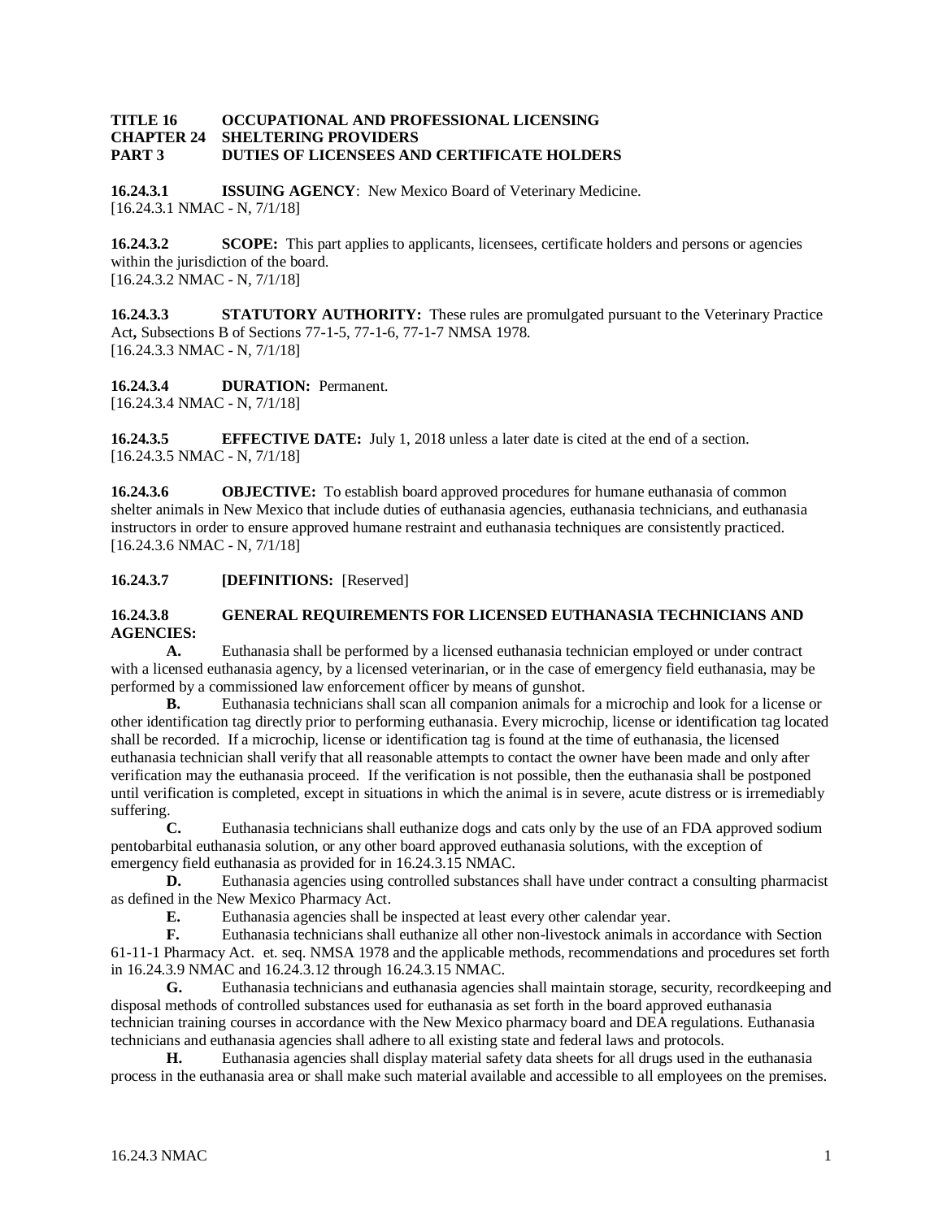**TITLE 16 OCCUPATIONAL AND PROFESSIONAL LICENSING**
**CHAPTER 24 SHELTERING PROVIDERS**
**PART 3 DUTIES OF LICENSEES AND CERTIFICATE HOLDERS**

**16.24.3.1 ISSUING AGENCY**: New Mexico Board of Veterinary Medicine.
[16.24.3.1 NMAC - N, 7/1/18]

**16.24.3.2 SCOPE:** This part applies to applicants, licensees, certificate holders and persons or agencies within the jurisdiction of the board.
[16.24.3.2 NMAC - N, 7/1/18]

**16.24.3.3 STATUTORY AUTHORITY:** These rules are promulgated pursuant to the Veterinary Practice Act**,** Subsections B of Sections 77-1-5, 77-1-6, 77-1-7 NMSA 1978.
[16.24.3.3 NMAC - N, 7/1/18]

**16.24.3.4 DURATION:** Permanent.
[16.24.3.4 NMAC - N, 7/1/18]

**16.24.3.5 EFFECTIVE DATE:** July 1, 2018 unless a later date is cited at the end of a section.
[16.24.3.5 NMAC - N, 7/1/18]

**16.24.3.6 OBJECTIVE:** To establish board approved procedures for humane euthanasia of common shelter animals in New Mexico that include duties of euthanasia agencies, euthanasia technicians, and euthanasia instructors in order to ensure approved humane restraint and euthanasia techniques are consistently practiced.
[16.24.3.6 NMAC - N, 7/1/18]

**16.24.3.7 [DEFINITIONS:** [Reserved]

**16.24.3.8 GENERAL REQUIREMENTS FOR LICENSED EUTHANASIA TECHNICIANS AND AGENCIES:**

**A.** Euthanasia shall be performed by a licensed euthanasia technician employed or under contract with a licensed euthanasia agency, by a licensed veterinarian, or in the case of emergency field euthanasia, may be performed by a commissioned law enforcement officer by means of gunshot.

**B.** Euthanasia technicians shall scan all companion animals for a microchip and look for a license or other identification tag directly prior to performing euthanasia. Every microchip, license or identification tag located shall be recorded. If a microchip, license or identification tag is found at the time of euthanasia, the licensed euthanasia technician shall verify that all reasonable attempts to contact the owner have been made and only after verification may the euthanasia proceed. If the verification is not possible, then the euthanasia shall be postponed until verification is completed, except in situations in which the animal is in severe, acute distress or is irremediably suffering.

**C.** Euthanasia technicians shall euthanize dogs and cats only by the use of an FDA approved sodium pentobarbital euthanasia solution, or any other board approved euthanasia solutions, with the exception of emergency field euthanasia as provided for in 16.24.3.15 NMAC.

**D.** Euthanasia agencies using controlled substances shall have under contract a consulting pharmacist as defined in the New Mexico Pharmacy Act.

**E.** Euthanasia agencies shall be inspected at least every other calendar year.

**F.** Euthanasia technicians shall euthanize all other non-livestock animals in accordance with Section 61-11-1 Pharmacy Act. et. seq. NMSA 1978 and the applicable methods, recommendations and procedures set forth in 16.24.3.9 NMAC and 16.24.3.12 through 16.24.3.15 NMAC.

**G.** Euthanasia technicians and euthanasia agencies shall maintain storage, security, recordkeeping and disposal methods of controlled substances used for euthanasia as set forth in the board approved euthanasia technician training courses in accordance with the New Mexico pharmacy board and DEA regulations. Euthanasia technicians and euthanasia agencies shall adhere to all existing state and federal laws and protocols.

**H.** Euthanasia agencies shall display material safety data sheets for all drugs used in the euthanasia process in the euthanasia area or shall make such material available and accessible to all employees on the premises.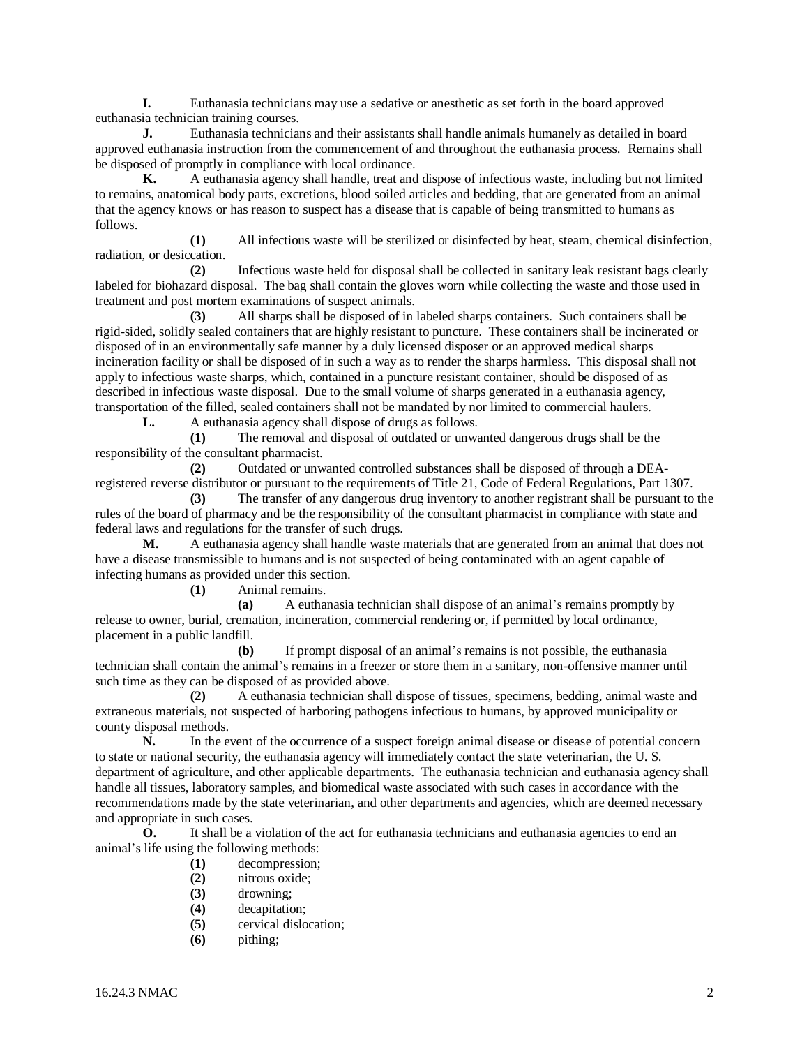**I.** Euthanasia technicians may use a sedative or anesthetic as set forth in the board approved euthanasia technician training courses.

**J.** Euthanasia technicians and their assistants shall handle animals humanely as detailed in board approved euthanasia instruction from the commencement of and throughout the euthanasia process. Remains shall be disposed of promptly in compliance with local ordinance.

**K.** A euthanasia agency shall handle, treat and dispose of infectious waste, including but not limited to remains, anatomical body parts, excretions, blood soiled articles and bedding, that are generated from an animal that the agency knows or has reason to suspect has a disease that is capable of being transmitted to humans as follows.

**(1)** All infectious waste will be sterilized or disinfected by heat, steam, chemical disinfection, radiation, or desiccation.

**(2)** Infectious waste held for disposal shall be collected in sanitary leak resistant bags clearly labeled for biohazard disposal. The bag shall contain the gloves worn while collecting the waste and those used in treatment and post mortem examinations of suspect animals.

**(3)** All sharps shall be disposed of in labeled sharps containers. Such containers shall be rigid-sided, solidly sealed containers that are highly resistant to puncture. These containers shall be incinerated or disposed of in an environmentally safe manner by a duly licensed disposer or an approved medical sharps incineration facility or shall be disposed of in such a way as to render the sharps harmless. This disposal shall not apply to infectious waste sharps, which, contained in a puncture resistant container, should be disposed of as described in infectious waste disposal. Due to the small volume of sharps generated in a euthanasia agency, transportation of the filled, sealed containers shall not be mandated by nor limited to commercial haulers.

**L.** A euthanasia agency shall dispose of drugs as follows.

**(1)** The removal and disposal of outdated or unwanted dangerous drugs shall be the responsibility of the consultant pharmacist.

**(2)** Outdated or unwanted controlled substances shall be disposed of through a DEA-registered reverse distributor or pursuant to the requirements of Title 21, Code of Federal Regulations, Part 1307.

**(3)** The transfer of any dangerous drug inventory to another registrant shall be pursuant to the rules of the board of pharmacy and be the responsibility of the consultant pharmacist in compliance with state and federal laws and regulations for the transfer of such drugs.

**M.** A euthanasia agency shall handle waste materials that are generated from an animal that does not have a disease transmissible to humans and is not suspected of being contaminated with an agent capable of infecting humans as provided under this section.

**(1)** Animal remains.

**(a)** A euthanasia technician shall dispose of an animal's remains promptly by release to owner, burial, cremation, incineration, commercial rendering or, if permitted by local ordinance, placement in a public landfill.

**(b)** If prompt disposal of an animal's remains is not possible, the euthanasia technician shall contain the animal's remains in a freezer or store them in a sanitary, non-offensive manner until such time as they can be disposed of as provided above.

**(2)** A euthanasia technician shall dispose of tissues, specimens, bedding, animal waste and extraneous materials, not suspected of harboring pathogens infectious to humans, by approved municipality or county disposal methods.

**N.** In the event of the occurrence of a suspect foreign animal disease or disease of potential concern to state or national security, the euthanasia agency will immediately contact the state veterinarian, the U. S. department of agriculture, and other applicable departments. The euthanasia technician and euthanasia agency shall handle all tissues, laboratory samples, and biomedical waste associated with such cases in accordance with the recommendations made by the state veterinarian, and other departments and agencies, which are deemed necessary and appropriate in such cases.

**O.** It shall be a violation of the act for euthanasia technicians and euthanasia agencies to end an animal's life using the following methods:

**(1)** decompression;
**(2)** nitrous oxide;
**(3)** drowning;
**(4)** decapitation;
**(5)** cervical dislocation;
**(6)** pithing;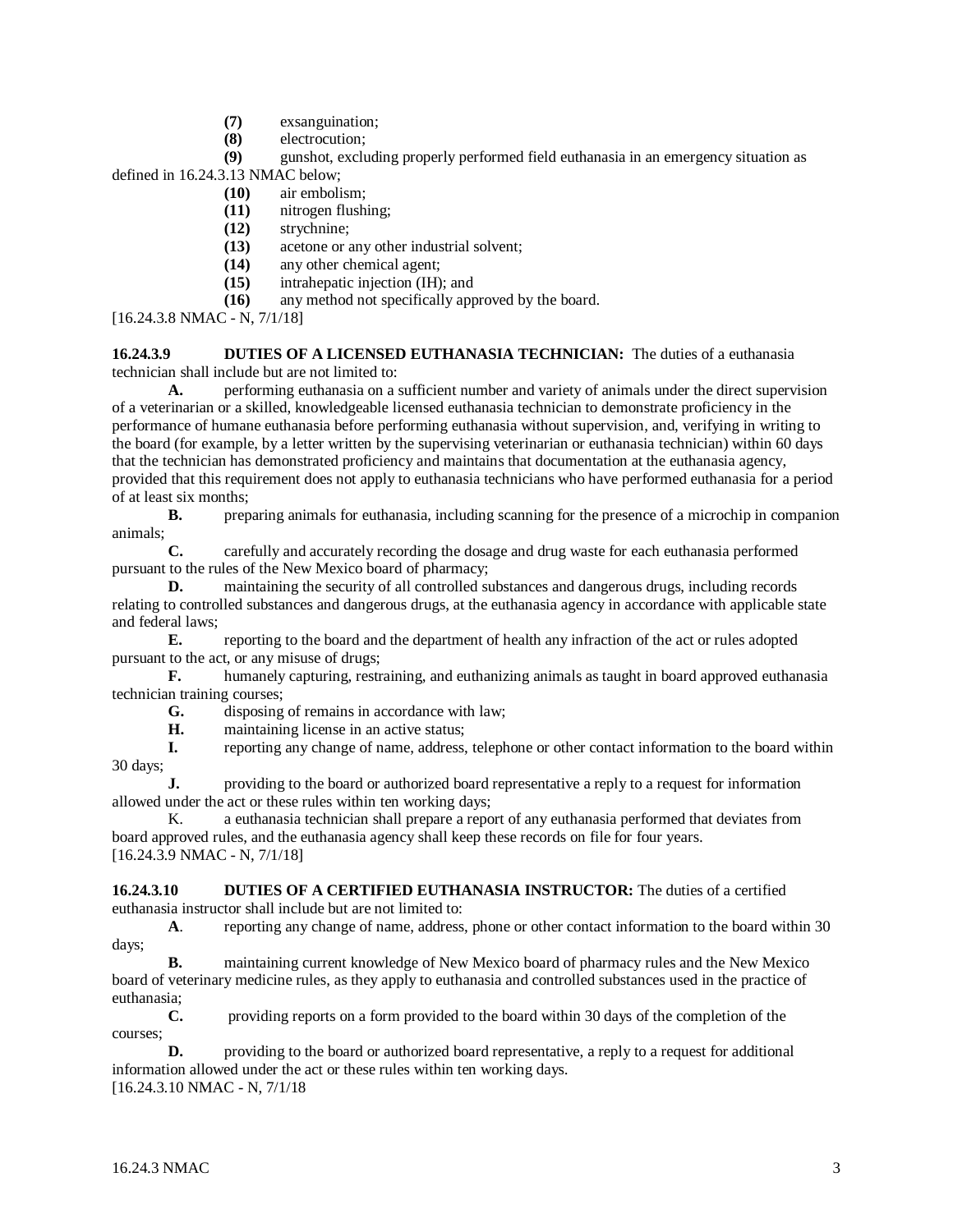**(7)** exsanguination;

**(8)** electrocution;

**(9)** gunshot, excluding properly performed field euthanasia in an emergency situation as defined in 16.24.3.13 NMAC below;

**(10)** air embolism;

**(11)** nitrogen flushing;

**(12)** strychnine;

**(13)** acetone or any other industrial solvent;

**(14)** any other chemical agent;

**(15)** intrahepatic injection (IH); and

**(16)** any method not specifically approved by the board.

[16.24.3.8 NMAC - N, 7/1/18]

**16.24.3.9 DUTIES OF A LICENSED EUTHANASIA TECHNICIAN:** The duties of a euthanasia technician shall include but are not limited to:

**A.** performing euthanasia on a sufficient number and variety of animals under the direct supervision of a veterinarian or a skilled, knowledgeable licensed euthanasia technician to demonstrate proficiency in the performance of humane euthanasia before performing euthanasia without supervision, and, verifying in writing to the board (for example, by a letter written by the supervising veterinarian or euthanasia technician) within 60 days that the technician has demonstrated proficiency and maintains that documentation at the euthanasia agency, provided that this requirement does not apply to euthanasia technicians who have performed euthanasia for a period of at least six months;

**B.** preparing animals for euthanasia, including scanning for the presence of a microchip in companion animals;

**C.** carefully and accurately recording the dosage and drug waste for each euthanasia performed pursuant to the rules of the New Mexico board of pharmacy;

**D.** maintaining the security of all controlled substances and dangerous drugs, including records relating to controlled substances and dangerous drugs, at the euthanasia agency in accordance with applicable state and federal laws;

**E.** reporting to the board and the department of health any infraction of the act or rules adopted pursuant to the act, or any misuse of drugs;

**F.** humanely capturing, restraining, and euthanizing animals as taught in board approved euthanasia technician training courses;

**G.** disposing of remains in accordance with law;

**H.** maintaining license in an active status;

**I.** reporting any change of name, address, telephone or other contact information to the board within 30 days;

**J.** providing to the board or authorized board representative a reply to a request for information allowed under the act or these rules within ten working days;

K. a euthanasia technician shall prepare a report of any euthanasia performed that deviates from board approved rules, and the euthanasia agency shall keep these records on file for four years.

[16.24.3.9 NMAC - N, 7/1/18]

**16.24.3.10 DUTIES OF A CERTIFIED EUTHANASIA INSTRUCTOR:** The duties of a certified euthanasia instructor shall include but are not limited to:

**A**. reporting any change of name, address, phone or other contact information to the board within 30 days;

**B.** maintaining current knowledge of New Mexico board of pharmacy rules and the New Mexico board of veterinary medicine rules, as they apply to euthanasia and controlled substances used in the practice of euthanasia;

**C.** providing reports on a form provided to the board within 30 days of the completion of the courses;

**D.** providing to the board or authorized board representative, a reply to a request for additional information allowed under the act or these rules within ten working days.

[16.24.3.10 NMAC - N, 7/1/18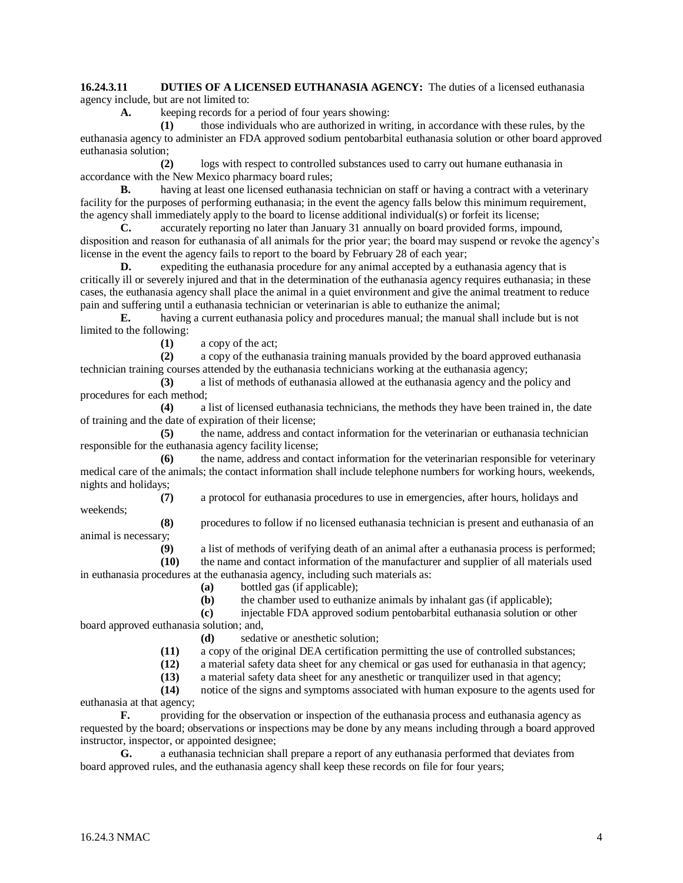**16.24.3.11 DUTIES OF A LICENSED EUTHANASIA AGENCY:** The duties of a licensed euthanasia agency include, but are not limited to:

**A.** keeping records for a period of four years showing:

**(1)** those individuals who are authorized in writing, in accordance with these rules, by the euthanasia agency to administer an FDA approved sodium pentobarbital euthanasia solution or other board approved euthanasia solution;

**(2)** logs with respect to controlled substances used to carry out humane euthanasia in accordance with the New Mexico pharmacy board rules;

**B.** having at least one licensed euthanasia technician on staff or having a contract with a veterinary facility for the purposes of performing euthanasia; in the event the agency falls below this minimum requirement, the agency shall immediately apply to the board to license additional individual(s) or forfeit its license;

**C.** accurately reporting no later than January 31 annually on board provided forms, impound, disposition and reason for euthanasia of all animals for the prior year; the board may suspend or revoke the agency's license in the event the agency fails to report to the board by February 28 of each year;

**D.** expediting the euthanasia procedure for any animal accepted by a euthanasia agency that is critically ill or severely injured and that in the determination of the euthanasia agency requires euthanasia; in these cases, the euthanasia agency shall place the animal in a quiet environment and give the animal treatment to reduce pain and suffering until a euthanasia technician or veterinarian is able to euthanize the animal;

**E.** having a current euthanasia policy and procedures manual; the manual shall include but is not limited to the following:

**(1)** a copy of the act;

**(2)** a copy of the euthanasia training manuals provided by the board approved euthanasia technician training courses attended by the euthanasia technicians working at the euthanasia agency;

**(3)** a list of methods of euthanasia allowed at the euthanasia agency and the policy and procedures for each method;

**(4)** a list of licensed euthanasia technicians, the methods they have been trained in, the date of training and the date of expiration of their license;

**(5)** the name, address and contact information for the veterinarian or euthanasia technician responsible for the euthanasia agency facility license;

**(6)** the name, address and contact information for the veterinarian responsible for veterinary medical care of the animals; the contact information shall include telephone numbers for working hours, weekends, nights and holidays;

**(7)** a protocol for euthanasia procedures to use in emergencies, after hours, holidays and weekends;

**(8)** procedures to follow if no licensed euthanasia technician is present and euthanasia of an animal is necessary;

**(9)** a list of methods of verifying death of an animal after a euthanasia process is performed;

**(10)** the name and contact information of the manufacturer and supplier of all materials used in euthanasia procedures at the euthanasia agency, including such materials as:

**(a)** bottled gas (if applicable);

**(b)** the chamber used to euthanize animals by inhalant gas (if applicable);

**(c)** injectable FDA approved sodium pentobarbital euthanasia solution or other board approved euthanasia solution; and,

**(d)** sedative or anesthetic solution;

**(11)** a copy of the original DEA certification permitting the use of controlled substances;

**(12)** a material safety data sheet for any chemical or gas used for euthanasia in that agency;

**(13)** a material safety data sheet for any anesthetic or tranquilizer used in that agency;

**(14)** notice of the signs and symptoms associated with human exposure to the agents used for euthanasia at that agency;

**F.** providing for the observation or inspection of the euthanasia process and euthanasia agency as requested by the board; observations or inspections may be done by any means including through a board approved instructor, inspector, or appointed designee;

**G.** a euthanasia technician shall prepare a report of any euthanasia performed that deviates from board approved rules, and the euthanasia agency shall keep these records on file for four years;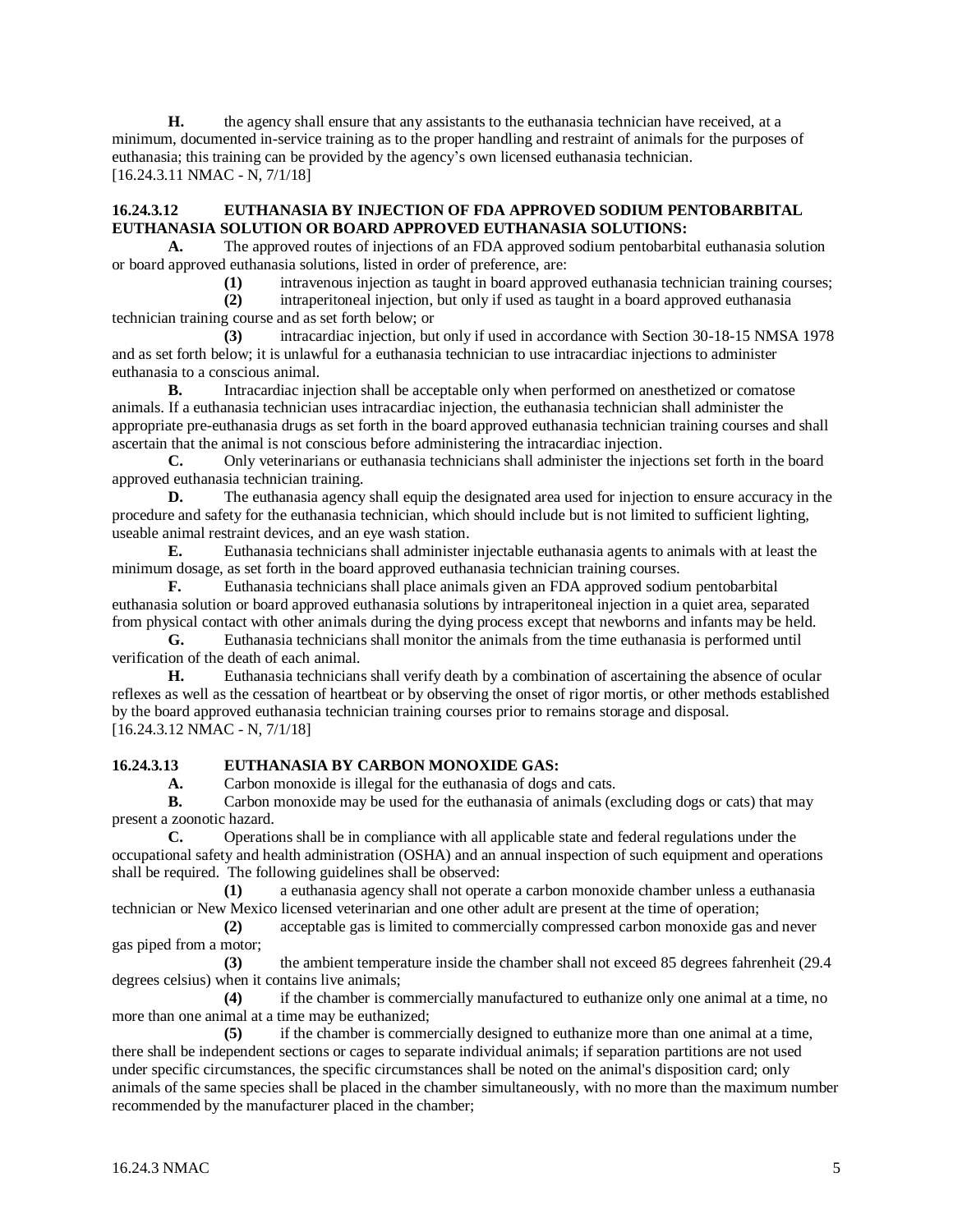**H.** the agency shall ensure that any assistants to the euthanasia technician have received, at a minimum, documented in-service training as to the proper handling and restraint of animals for the purposes of euthanasia; this training can be provided by the agency's own licensed euthanasia technician.
[16.24.3.11 NMAC - N, 7/1/18]

**16.24.3.12 EUTHANASIA BY INJECTION OF FDA APPROVED SODIUM PENTOBARBITAL EUTHANASIA SOLUTION OR BOARD APPROVED EUTHANASIA SOLUTIONS:**

**A.** The approved routes of injections of an FDA approved sodium pentobarbital euthanasia solution or board approved euthanasia solutions, listed in order of preference, are:

**(1)** intravenous injection as taught in board approved euthanasia technician training courses;

**(2)** intraperitoneal injection, but only if used as taught in a board approved euthanasia technician training course and as set forth below; or

**(3)** intracardiac injection, but only if used in accordance with Section 30-18-15 NMSA 1978 and as set forth below; it is unlawful for a euthanasia technician to use intracardiac injections to administer euthanasia to a conscious animal.

**B.** Intracardiac injection shall be acceptable only when performed on anesthetized or comatose animals. If a euthanasia technician uses intracardiac injection, the euthanasia technician shall administer the appropriate pre-euthanasia drugs as set forth in the board approved euthanasia technician training courses and shall ascertain that the animal is not conscious before administering the intracardiac injection.

**C.** Only veterinarians or euthanasia technicians shall administer the injections set forth in the board approved euthanasia technician training.

**D.** The euthanasia agency shall equip the designated area used for injection to ensure accuracy in the procedure and safety for the euthanasia technician, which should include but is not limited to sufficient lighting, useable animal restraint devices, and an eye wash station.

**E.** Euthanasia technicians shall administer injectable euthanasia agents to animals with at least the minimum dosage, as set forth in the board approved euthanasia technician training courses.

**F.** Euthanasia technicians shall place animals given an FDA approved sodium pentobarbital euthanasia solution or board approved euthanasia solutions by intraperitoneal injection in a quiet area, separated from physical contact with other animals during the dying process except that newborns and infants may be held.

**G.** Euthanasia technicians shall monitor the animals from the time euthanasia is performed until verification of the death of each animal.

**H.** Euthanasia technicians shall verify death by a combination of ascertaining the absence of ocular reflexes as well as the cessation of heartbeat or by observing the onset of rigor mortis, or other methods established by the board approved euthanasia technician training courses prior to remains storage and disposal.
[16.24.3.12 NMAC - N, 7/1/18]

**16.24.3.13 EUTHANASIA BY CARBON MONOXIDE GAS:**

**A.** Carbon monoxide is illegal for the euthanasia of dogs and cats.

**B.** Carbon monoxide may be used for the euthanasia of animals (excluding dogs or cats) that may present a zoonotic hazard.

**C.** Operations shall be in compliance with all applicable state and federal regulations under the occupational safety and health administration (OSHA) and an annual inspection of such equipment and operations shall be required. The following guidelines shall be observed:

**(1)** a euthanasia agency shall not operate a carbon monoxide chamber unless a euthanasia technician or New Mexico licensed veterinarian and one other adult are present at the time of operation;

**(2)** acceptable gas is limited to commercially compressed carbon monoxide gas and never gas piped from a motor;

**(3)** the ambient temperature inside the chamber shall not exceed 85 degrees fahrenheit (29.4 degrees celsius) when it contains live animals;

**(4)** if the chamber is commercially manufactured to euthanize only one animal at a time, no more than one animal at a time may be euthanized;

**(5)** if the chamber is commercially designed to euthanize more than one animal at a time, there shall be independent sections or cages to separate individual animals; if separation partitions are not used under specific circumstances, the specific circumstances shall be noted on the animal's disposition card; only animals of the same species shall be placed in the chamber simultaneously, with no more than the maximum number recommended by the manufacturer placed in the chamber;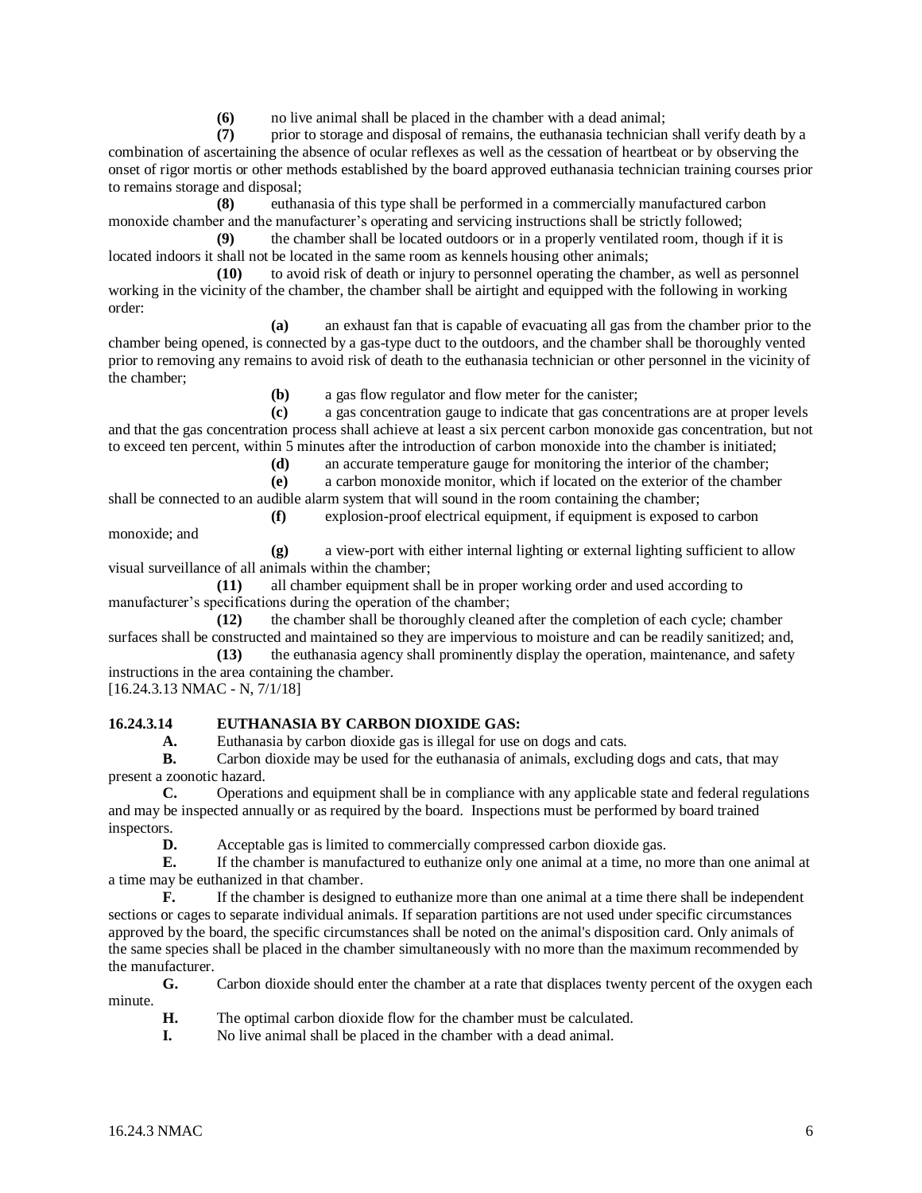**(6)** no live animal shall be placed in the chamber with a dead animal;

**(7)** prior to storage and disposal of remains, the euthanasia technician shall verify death by a combination of ascertaining the absence of ocular reflexes as well as the cessation of heartbeat or by observing the onset of rigor mortis or other methods established by the board approved euthanasia technician training courses prior to remains storage and disposal;

**(8)** euthanasia of this type shall be performed in a commercially manufactured carbon monoxide chamber and the manufacturer's operating and servicing instructions shall be strictly followed;

**(9)** the chamber shall be located outdoors or in a properly ventilated room, though if it is located indoors it shall not be located in the same room as kennels housing other animals;

**(10)** to avoid risk of death or injury to personnel operating the chamber, as well as personnel working in the vicinity of the chamber, the chamber shall be airtight and equipped with the following in working order:

**(a)** an exhaust fan that is capable of evacuating all gas from the chamber prior to the chamber being opened, is connected by a gas-type duct to the outdoors, and the chamber shall be thoroughly vented prior to removing any remains to avoid risk of death to the euthanasia technician or other personnel in the vicinity of the chamber;

**(b)** a gas flow regulator and flow meter for the canister;

**(c)** a gas concentration gauge to indicate that gas concentrations are at proper levels and that the gas concentration process shall achieve at least a six percent carbon monoxide gas concentration, but not to exceed ten percent, within 5 minutes after the introduction of carbon monoxide into the chamber is initiated;

**(d)** an accurate temperature gauge for monitoring the interior of the chamber;

**(e)** a carbon monoxide monitor, which if located on the exterior of the chamber shall be connected to an audible alarm system that will sound in the room containing the chamber;

**(f)** explosion-proof electrical equipment, if equipment is exposed to carbon monoxide; and

**(g)** a view-port with either internal lighting or external lighting sufficient to allow visual surveillance of all animals within the chamber;

**(11)** all chamber equipment shall be in proper working order and used according to manufacturer's specifications during the operation of the chamber;

**(12)** the chamber shall be thoroughly cleaned after the completion of each cycle; chamber surfaces shall be constructed and maintained so they are impervious to moisture and can be readily sanitized; and,

**(13)** the euthanasia agency shall prominently display the operation, maintenance, and safety instructions in the area containing the chamber.

[16.24.3.13 NMAC - N, 7/1/18]

**16.24.3.14 EUTHANASIA BY CARBON DIOXIDE GAS:**

**A.** Euthanasia by carbon dioxide gas is illegal for use on dogs and cats.

**B.** Carbon dioxide may be used for the euthanasia of animals, excluding dogs and cats, that may present a zoonotic hazard.

**C.** Operations and equipment shall be in compliance with any applicable state and federal regulations and may be inspected annually or as required by the board. Inspections must be performed by board trained inspectors.

**D.** Acceptable gas is limited to commercially compressed carbon dioxide gas.

**E.** If the chamber is manufactured to euthanize only one animal at a time, no more than one animal at a time may be euthanized in that chamber.

**F.** If the chamber is designed to euthanize more than one animal at a time there shall be independent sections or cages to separate individual animals. If separation partitions are not used under specific circumstances approved by the board, the specific circumstances shall be noted on the animal's disposition card. Only animals of the same species shall be placed in the chamber simultaneously with no more than the maximum recommended by the manufacturer.

**G.** Carbon dioxide should enter the chamber at a rate that displaces twenty percent of the oxygen each minute.

**H.** The optimal carbon dioxide flow for the chamber must be calculated.

**I.** No live animal shall be placed in the chamber with a dead animal.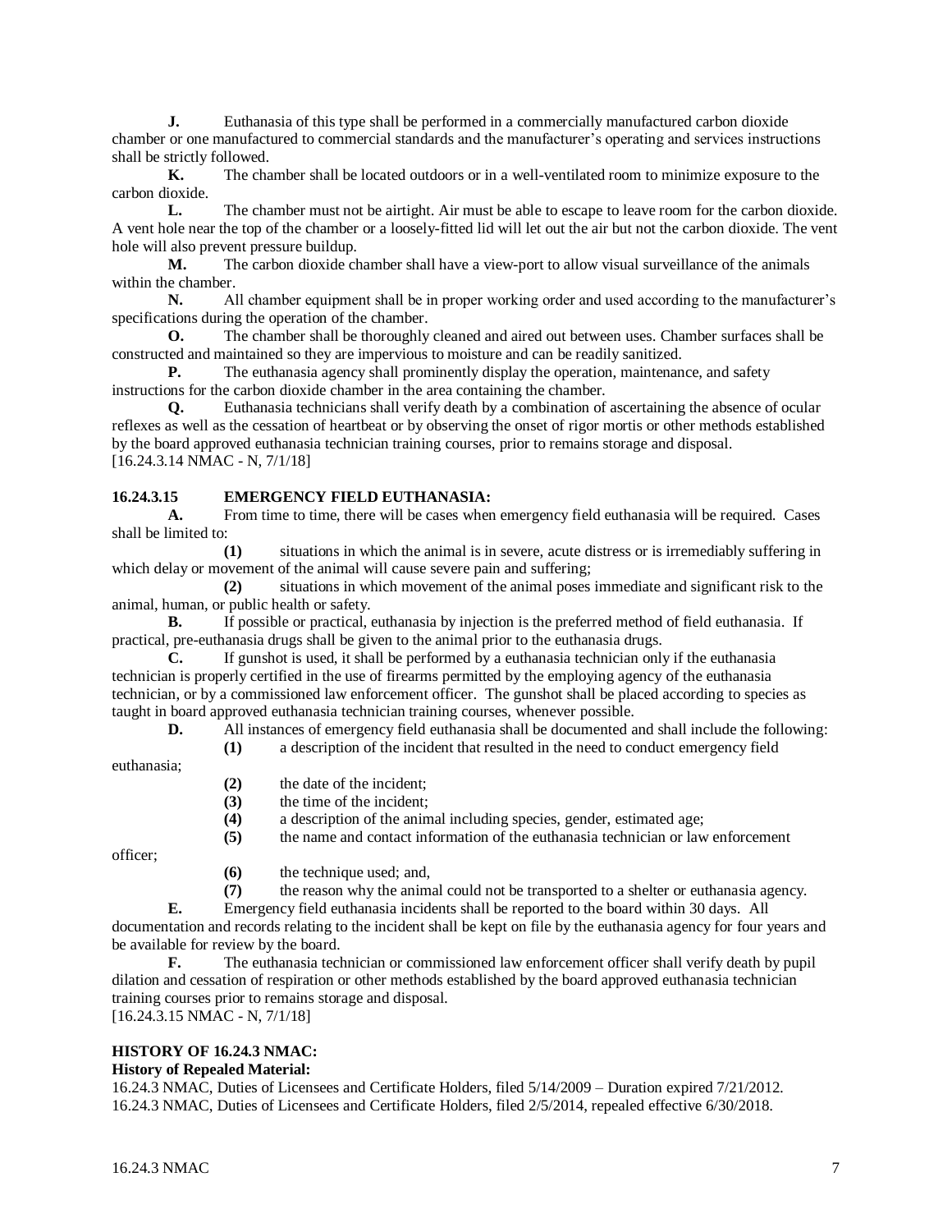**J.** Euthanasia of this type shall be performed in a commercially manufactured carbon dioxide chamber or one manufactured to commercial standards and the manufacturer's operating and services instructions shall be strictly followed.

**K.** The chamber shall be located outdoors or in a well-ventilated room to minimize exposure to the carbon dioxide.

**L.** The chamber must not be airtight. Air must be able to escape to leave room for the carbon dioxide. A vent hole near the top of the chamber or a loosely-fitted lid will let out the air but not the carbon dioxide. The vent hole will also prevent pressure buildup.

**M.** The carbon dioxide chamber shall have a view-port to allow visual surveillance of the animals within the chamber.

**N.** All chamber equipment shall be in proper working order and used according to the manufacturer's specifications during the operation of the chamber.

**O.** The chamber shall be thoroughly cleaned and aired out between uses. Chamber surfaces shall be constructed and maintained so they are impervious to moisture and can be readily sanitized.

**P.** The euthanasia agency shall prominently display the operation, maintenance, and safety instructions for the carbon dioxide chamber in the area containing the chamber.

**Q.** Euthanasia technicians shall verify death by a combination of ascertaining the absence of ocular reflexes as well as the cessation of heartbeat or by observing the onset of rigor mortis or other methods established by the board approved euthanasia technician training courses, prior to remains storage and disposal.

[16.24.3.14 NMAC - N, 7/1/18]

**16.24.3.15 EMERGENCY FIELD EUTHANASIA:**

**A.** From time to time, there will be cases when emergency field euthanasia will be required. Cases shall be limited to:

**(1)** situations in which the animal is in severe, acute distress or is irremediably suffering in which delay or movement of the animal will cause severe pain and suffering;

**(2)** situations in which movement of the animal poses immediate and significant risk to the animal, human, or public health or safety.

**B.** If possible or practical, euthanasia by injection is the preferred method of field euthanasia. If practical, pre-euthanasia drugs shall be given to the animal prior to the euthanasia drugs.

**C.** If gunshot is used, it shall be performed by a euthanasia technician only if the euthanasia technician is properly certified in the use of firearms permitted by the employing agency of the euthanasia technician, or by a commissioned law enforcement officer. The gunshot shall be placed according to species as taught in board approved euthanasia technician training courses, whenever possible.

**D.** All instances of emergency field euthanasia shall be documented and shall include the following:

**(1)** a description of the incident that resulted in the need to conduct emergency field euthanasia;

**(2)** the date of the incident;

**(3)** the time of the incident;

**(4)** a description of the animal including species, gender, estimated age;

**(5)** the name and contact information of the euthanasia technician or law enforcement officer;

**(6)** the technique used; and,

**(7)** the reason why the animal could not be transported to a shelter or euthanasia agency.

**E.** Emergency field euthanasia incidents shall be reported to the board within 30 days. All documentation and records relating to the incident shall be kept on file by the euthanasia agency for four years and be available for review by the board.

**F.** The euthanasia technician or commissioned law enforcement officer shall verify death by pupil dilation and cessation of respiration or other methods established by the board approved euthanasia technician training courses prior to remains storage and disposal.

[16.24.3.15 NMAC - N, 7/1/18]

**HISTORY OF 16.24.3 NMAC:**

**History of Repealed Material:**

16.24.3 NMAC, Duties of Licensees and Certificate Holders, filed 5/14/2009 – Duration expired 7/21/2012.

16.24.3 NMAC, Duties of Licensees and Certificate Holders, filed 2/5/2014, repealed effective 6/30/2018.